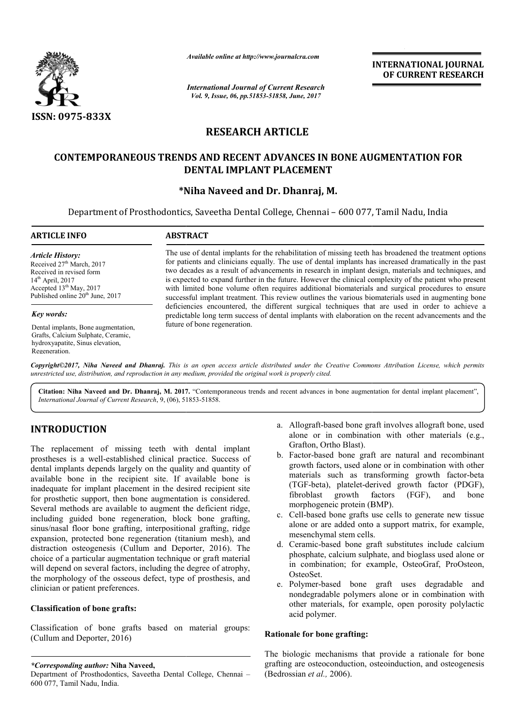# RESEARCH ARTICLE

## CONTEMPORANEOUS TRENDS AND RECENT ADVANCES IN BONE AUGMENTATION FOR DENTAL IMPLANT PLACEMENT

**\*Niha Naveed and Dr. Dhanraj, M.**

Department of Prosthodontics, Saveetha Dental College, Chennai – 600 077, Tamil Nadu, India

**ARTICLE INFO**

*Article History:*

Received 27th March, 2017
Received in revised form
14th April, 2017
Accepted 13th May, 2017
Published online 20th June, 2017

*Key words:*

Dental implants, Bone augmentation, Grafts, Calcium Sulphate, Ceramic, hydroxyapatite, Sinus elevation, Regeneration.

**ABSTRACT**

The use of dental implants for the rehabilitation of missing teeth has broadened the treatment options for patients and clinicians equally. The use of dental implants has increased dramatically in the past two decades as a result of advancements in research in implant design, materials and techniques, and is expected to expand further in the future. However the clinical complexity of the patient who present with limited bone volume often requires additional biomaterials and surgical procedures to ensure successful implant treatment. This review outlines the various biomaterials used in augmenting bone deficiencies encountered, the different surgical techniques that are used in order to achieve a predictable long term success of dental implants with elaboration on the recent advancements and the future of bone regeneration.

*Copyright©2017, Niha Naveed and Dhanraj. This is an open access article distributed under the Creative Commons Attribution License, which permits unrestricted use, distribution, and reproduction in any medium, provided the original work is properly cited.*

**Citation: Niha Naveed and Dr. Dhanraj, M. 2017.** "Contemporaneous trends and recent advances in bone augmentation for dental implant placement", *International Journal of Current Research*, 9, (06), 51853-51858.

## INTRODUCTION

The replacement of missing teeth with dental implant prostheses is a well-established clinical practice. Success of dental implants depends largely on the quality and quantity of available bone in the recipient site. If available bone is inadequate for implant placement in the desired recipient site for prosthetic support, then bone augmentation is considered. Several methods are available to augment the deficient ridge, including guided bone regeneration, block bone grafting, sinus/nasal floor bone grafting, interpositional grafting, ridge expansion, protected bone regeneration (titanium mesh), and distraction osteogenesis (Cullum and Deporter, 2016). The choice of a particular augmentation technique or graft material will depend on several factors, including the degree of atrophy, the morphology of the osseous defect, type of prosthesis, and clinician or patient preferences.

**Classification of bone grafts:**

Classification of bone grafts based on material groups: (Cullum and Deporter, 2016)

a. Allograft-based bone graft involves allograft bone, used alone or in combination with other materials (e.g., Grafton, Ortho Blast).
b. Factor-based bone graft are natural and recombinant growth factors, used alone or in combination with other materials such as transforming growth factor-beta (TGF-beta), platelet-derived growth factor (PDGF), fibroblast growth factors (FGF), and bone morphogeneic protein (BMP).
c. Cell-based bone grafts use cells to generate new tissue alone or are added onto a support matrix, for example, mesenchymal stem cells.
d. Ceramic-based bone graft substitutes include calcium phosphate, calcium sulphate, and bioglass used alone or in combination; for example, OsteoGraf, ProOsteon, OsteoSet.
e. Polymer-based bone graft uses degradable and nondegradable polymers alone or in combination with other materials, for example, open porosity polylactic acid polymer.

**Rationale for bone grafting:**

The biologic mechanisms that provide a rationale for bone grafting are osteoconduction, osteoinduction, and osteogenesis (Bedrossian *et al.,* 2006).

*\*Corresponding author:* **Niha Naveed,**
Department of Prosthodontics, Saveetha Dental College, Chennai – 600 077, Tamil Nadu, India.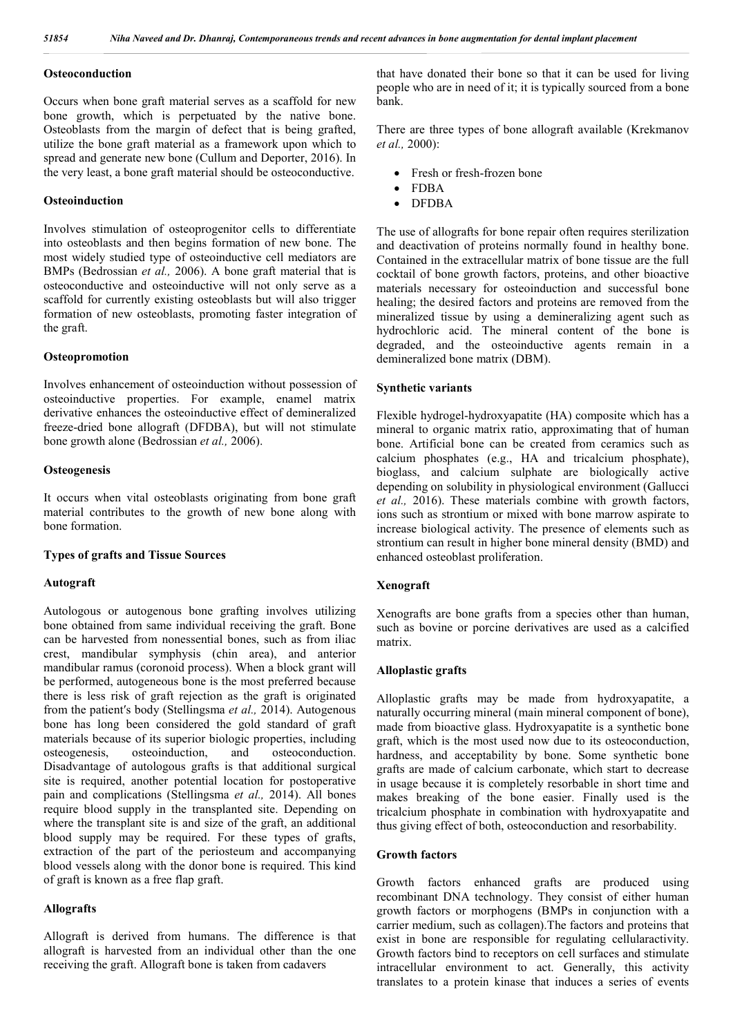### Osteoconduction

Occurs when bone graft material serves as a scaffold for new bone growth, which is perpetuated by the native bone. Osteoblasts from the margin of defect that is being grafted, utilize the bone graft material as a framework upon which to spread and generate new bone (Cullum and Deporter, 2016). In the very least, a bone graft material should be osteoconductive.

### Osteoinduction

Involves stimulation of osteoprogenitor cells to differentiate into osteoblasts and then begins formation of new bone. The most widely studied type of osteoinductive cell mediators are BMPs (Bedrossian *et al.,* 2006). A bone graft material that is osteoconductive and osteoinductive will not only serve as a scaffold for currently existing osteoblasts but will also trigger formation of new osteoblasts, promoting faster integration of the graft.

### Osteopromotion

Involves enhancement of osteoinduction without possession of osteoinductive properties. For example, enamel matrix derivative enhances the osteoinductive effect of demineralized freeze-dried bone allograft (DFDBA), but will not stimulate bone growth alone (Bedrossian *et al.,* 2006).

### Osteogenesis

It occurs when vital osteoblasts originating from bone graft material contributes to the growth of new bone along with bone formation.

### Types of grafts and Tissue Sources

### Autograft

Autologous or autogenous bone grafting involves utilizing bone obtained from same individual receiving the graft. Bone can be harvested from nonessential bones, such as from iliac crest, mandibular symphysis (chin area), and anterior mandibular ramus (coronoid process). When a block grant will be performed, autogeneous bone is the most preferred because there is less risk of graft rejection as the graft is originated from the patient's body (Stellingsma *et al.,* 2014). Autogenous bone has long been considered the gold standard of graft materials because of its superior biologic properties, including osteogenesis, osteoinduction, and osteoconduction. Disadvantage of autologous grafts is that additional surgical site is required, another potential location for postoperative pain and complications (Stellingsma *et al.,* 2014). All bones require blood supply in the transplanted site. Depending on where the transplant site is and size of the graft, an additional blood supply may be required. For these types of grafts, extraction of the part of the periosteum and accompanying blood vessels along with the donor bone is required. This kind of graft is known as a free flap graft.

### Allografts

Allograft is derived from humans. The difference is that allograft is harvested from an individual other than the one receiving the graft. Allograft bone is taken from cadavers that have donated their bone so that it can be used for living people who are in need of it; it is typically sourced from a bone bank.

There are three types of bone allograft available (Krekmanov *et al.,* 2000):

- Fresh or fresh-frozen bone
- FDBA
- DFDBA

The use of allografts for bone repair often requires sterilization and deactivation of proteins normally found in healthy bone. Contained in the extracellular matrix of bone tissue are the full cocktail of bone growth factors, proteins, and other bioactive materials necessary for osteoinduction and successful bone healing; the desired factors and proteins are removed from the mineralized tissue by using a demineralizing agent such as hydrochloric acid. The mineral content of the bone is degraded, and the osteoinductive agents remain in a demineralized bone matrix (DBM).

### Synthetic variants

Flexible hydrogel-hydroxyapatite (HA) composite which has a mineral to organic matrix ratio, approximating that of human bone. Artificial bone can be created from ceramics such as calcium phosphates (e.g., HA and tricalcium phosphate), bioglass, and calcium sulphate are biologically active depending on solubility in physiological environment (Gallucci *et al.,* 2016). These materials combine with growth factors, ions such as strontium or mixed with bone marrow aspirate to increase biological activity. The presence of elements such as strontium can result in higher bone mineral density (BMD) and enhanced osteoblast proliferation.

### Xenograft

Xenografts are bone grafts from a species other than human, such as bovine or porcine derivatives are used as a calcified matrix.

### Alloplastic grafts

Alloplastic grafts may be made from hydroxyapatite, a naturally occurring mineral (main mineral component of bone), made from bioactive glass. Hydroxyapatite is a synthetic bone graft, which is the most used now due to its osteoconduction, hardness, and acceptability by bone. Some synthetic bone grafts are made of calcium carbonate, which start to decrease in usage because it is completely resorbable in short time and makes breaking of the bone easier. Finally used is the tricalcium phosphate in combination with hydroxyapatite and thus giving effect of both, osteoconduction and resorbability.

### Growth factors

Growth factors enhanced grafts are produced using recombinant DNA technology. They consist of either human growth factors or morphogens (BMPs in conjunction with a carrier medium, such as collagen).The factors and proteins that exist in bone are responsible for regulating cellularactivity. Growth factors bind to receptors on cell surfaces and stimulate intracellular environment to act. Generally, this activity translates to a protein kinase that induces a series of events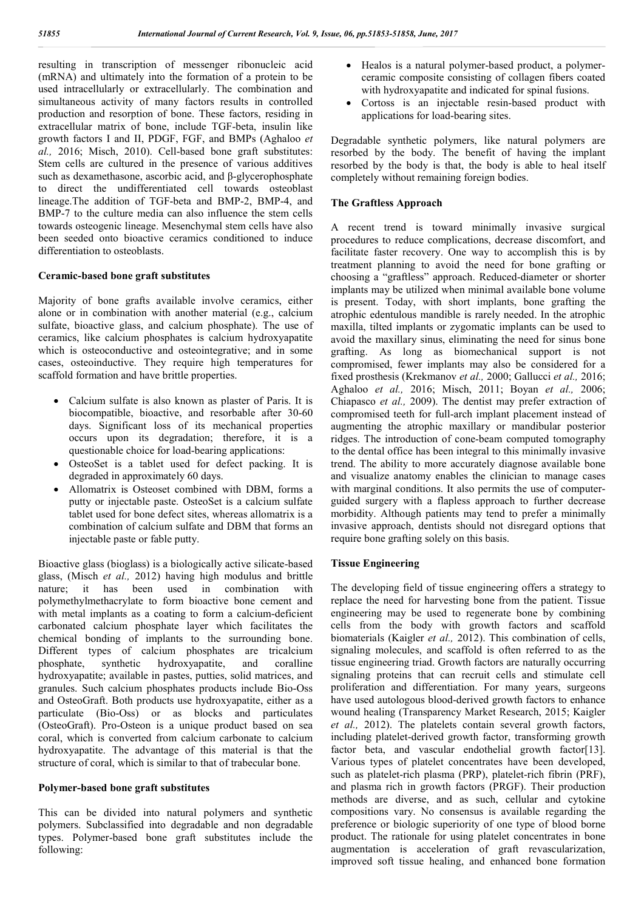resulting in transcription of messenger ribonucleic acid (mRNA) and ultimately into the formation of a protein to be used intracellularly or extracellularly. The combination and simultaneous activity of many factors results in controlled production and resorption of bone. These factors, residing in extracellular matrix of bone, include TGF-beta, insulin like growth factors I and II, PDGF, FGF, and BMPs (Aghaloo *et al.,* 2016; Misch, 2010). Cell-based bone graft substitutes: Stem cells are cultured in the presence of various additives such as dexamethasone, ascorbic acid, and β-glycerophosphate to direct the undifferentiated cell towards osteoblast lineage.The addition of TGF-beta and BMP-2, BMP-4, and BMP-7 to the culture media can also influence the stem cells towards osteogenic lineage. Mesenchymal stem cells have also been seeded onto bioactive ceramics conditioned to induce differentiation to osteoblasts.

**Ceramic-based bone graft substitutes**

Majority of bone grafts available involve ceramics, either alone or in combination with another material (e.g., calcium sulfate, bioactive glass, and calcium phosphate). The use of ceramics, like calcium phosphates is calcium hydroxyapatite which is osteoconductive and osteointegrative; and in some cases, osteoinductive. They require high temperatures for scaffold formation and have brittle properties.

- Calcium sulfate is also known as plaster of Paris. It is biocompatible, bioactive, and resorbable after 30-60 days. Significant loss of its mechanical properties occurs upon its degradation; therefore, it is a questionable choice for load-bearing applications:
- OsteoSet is a tablet used for defect packing. It is degraded in approximately 60 days.
- Allomatrix is Osteoset combined with DBM, forms a putty or injectable paste. OsteoSet is a calcium sulfate tablet used for bone defect sites, whereas allomatrix is a combination of calcium sulfate and DBM that forms an injectable paste or fable putty.

Bioactive glass (bioglass) is a biologically active silicate-based glass, (Misch *et al.,* 2012) having high modulus and brittle nature; it has been used in combination with polymethylmethacrylate to form bioactive bone cement and with metal implants as a coating to form a calcium-deficient carbonated calcium phosphate layer which facilitates the chemical bonding of implants to the surrounding bone. Different types of calcium phosphates are tricalcium phosphate, synthetic hydroxyapatite, and coralline hydroxyapatite; available in pastes, putties, solid matrices, and granules. Such calcium phosphates products include Bio-Oss and OsteoGraft. Both products use hydroxyapatite, either as a particulate (Bio-Oss) or as blocks and particulates (OsteoGraft). Pro-Osteon is a unique product based on sea coral, which is converted from calcium carbonate to calcium hydroxyapatite. The advantage of this material is that the structure of coral, which is similar to that of trabecular bone.

**Polymer-based bone graft substitutes**

This can be divided into natural polymers and synthetic polymers. Subclassified into degradable and non degradable types. Polymer-based bone graft substitutes include the following:

- Healos is a natural polymer-based product, a polymer-ceramic composite consisting of collagen fibers coated with hydroxyapatite and indicated for spinal fusions.
- Cortoss is an injectable resin-based product with applications for load-bearing sites.

Degradable synthetic polymers, like natural polymers are resorbed by the body. The benefit of having the implant resorbed by the body is that, the body is able to heal itself completely without remaining foreign bodies.

**The Graftless Approach**

A recent trend is toward minimally invasive surgical procedures to reduce complications, decrease discomfort, and facilitate faster recovery. One way to accomplish this is by treatment planning to avoid the need for bone grafting or choosing a "graftless" approach. Reduced-diameter or shorter implants may be utilized when minimal available bone volume is present. Today, with short implants, bone grafting the atrophic edentulous mandible is rarely needed. In the atrophic maxilla, tilted implants or zygomatic implants can be used to avoid the maxillary sinus, eliminating the need for sinus bone grafting. As long as biomechanical support is not compromised, fewer implants may also be considered for a fixed prosthesis (Krekmanov *et al.,* 2000; Gallucci *et al.,* 2016; Aghaloo *et al.,* 2016; Misch, 2011; Boyan *et al.,* 2006; Chiapasco *et al.,* 2009). The dentist may prefer extraction of compromised teeth for full-arch implant placement instead of augmenting the atrophic maxillary or mandibular posterior ridges. The introduction of cone-beam computed tomography to the dental office has been integral to this minimally invasive trend. The ability to more accurately diagnose available bone and visualize anatomy enables the clinician to manage cases with marginal conditions. It also permits the use of computer-guided surgery with a flapless approach to further decrease morbidity. Although patients may tend to prefer a minimally invasive approach, dentists should not disregard options that require bone grafting solely on this basis.

**Tissue Engineering**

The developing field of tissue engineering offers a strategy to replace the need for harvesting bone from the patient. Tissue engineering may be used to regenerate bone by combining cells from the body with growth factors and scaffold biomaterials (Kaigler *et al.,* 2012). This combination of cells, signaling molecules, and scaffold is often referred to as the tissue engineering triad. Growth factors are naturally occurring signaling proteins that can recruit cells and stimulate cell proliferation and differentiation. For many years, surgeons have used autologous blood-derived growth factors to enhance wound healing (Transparency Market Research, 2015; Kaigler *et al.,* 2012). The platelets contain several growth factors, including platelet-derived growth factor, transforming growth factor beta, and vascular endothelial growth factor[13]. Various types of platelet concentrates have been developed, such as platelet-rich plasma (PRP), platelet-rich fibrin (PRF), and plasma rich in growth factors (PRGF). Their production methods are diverse, and as such, cellular and cytokine compositions vary. No consensus is available regarding the preference or biologic superiority of one type of blood borne product. The rationale for using platelet concentrates in bone augmentation is acceleration of graft revascularization, improved soft tissue healing, and enhanced bone formation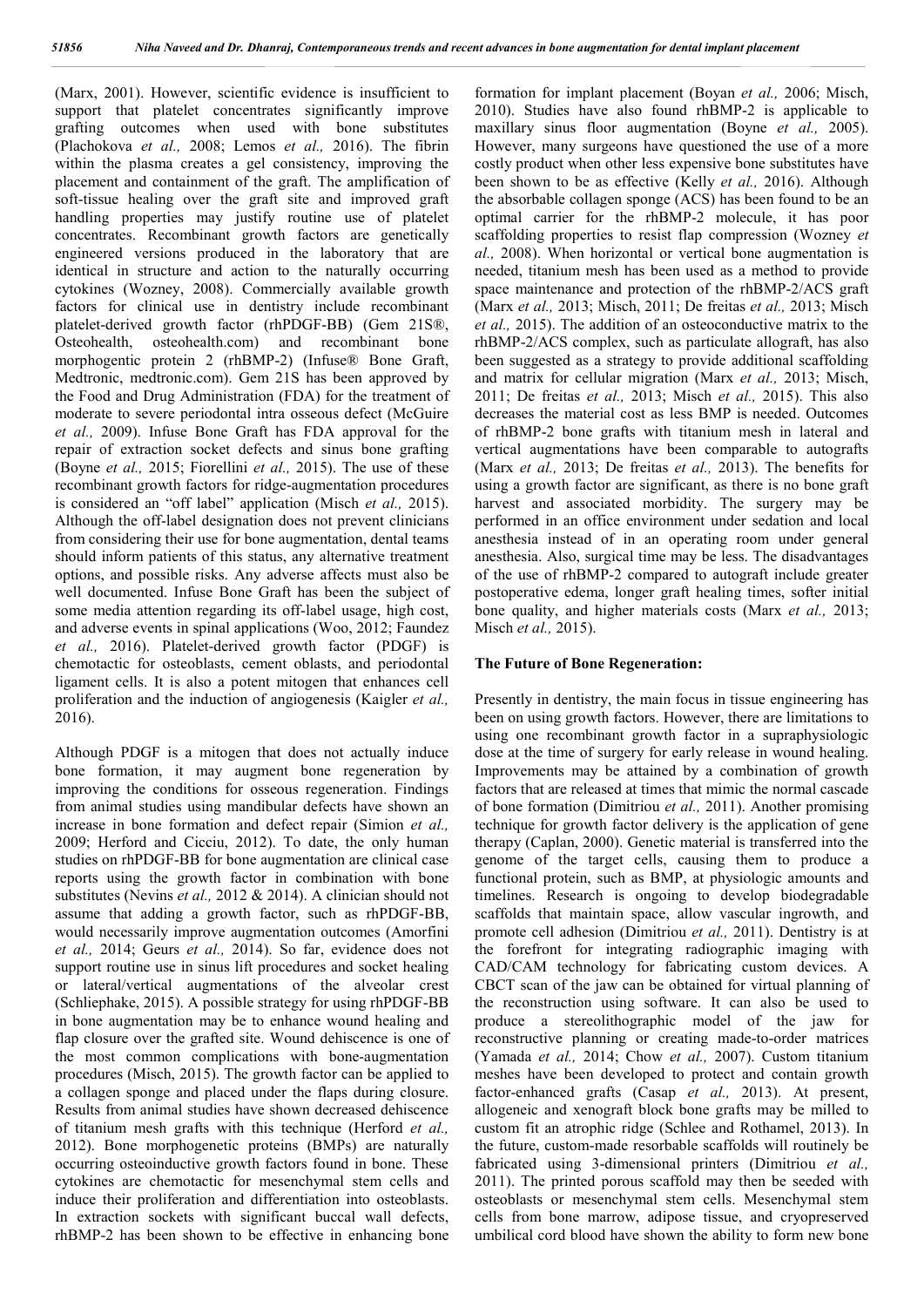(Marx, 2001). However, scientific evidence is insufficient to support that platelet concentrates significantly improve grafting outcomes when used with bone substitutes (Plachokova *et al.,* 2008; Lemos *et al.,* 2016). The fibrin within the plasma creates a gel consistency, improving the placement and containment of the graft. The amplification of soft-tissue healing over the graft site and improved graft handling properties may justify routine use of platelet concentrates. Recombinant growth factors are genetically engineered versions produced in the laboratory that are identical in structure and action to the naturally occurring cytokines (Wozney, 2008). Commercially available growth factors for clinical use in dentistry include recombinant platelet-derived growth factor (rhPDGF-BB) (Gem 21S®, Osteohealth, osteohealth.com) and recombinant bone morphogentic protein 2 (rhBMP-2) (Infuse® Bone Graft, Medtronic, medtronic.com). Gem 21S has been approved by the Food and Drug Administration (FDA) for the treatment of moderate to severe periodontal intra osseous defect (McGuire *et al.,* 2009). Infuse Bone Graft has FDA approval for the repair of extraction socket defects and sinus bone grafting (Boyne *et al.,* 2015; Fiorellini *et al.,* 2015). The use of these recombinant growth factors for ridge-augmentation procedures is considered an "off label" application (Misch *et al.,* 2015). Although the off-label designation does not prevent clinicians from considering their use for bone augmentation, dental teams should inform patients of this status, any alternative treatment options, and possible risks. Any adverse affects must also be well documented. Infuse Bone Graft has been the subject of some media attention regarding its off-label usage, high cost, and adverse events in spinal applications (Woo, 2012; Faundez *et al.,* 2016). Platelet-derived growth factor (PDGF) is chemotactic for osteoblasts, cement oblasts, and periodontal ligament cells. It is also a potent mitogen that enhances cell proliferation and the induction of angiogenesis (Kaigler *et al.,* 2016).

Although PDGF is a mitogen that does not actually induce bone formation, it may augment bone regeneration by improving the conditions for osseous regeneration. Findings from animal studies using mandibular defects have shown an increase in bone formation and defect repair (Simion *et al.,* 2009; Herford and Cicciu, 2012). To date, the only human studies on rhPDGF-BB for bone augmentation are clinical case reports using the growth factor in combination with bone substitutes (Nevins *et al.,* 2012 & 2014). A clinician should not assume that adding a growth factor, such as rhPDGF-BB, would necessarily improve augmentation outcomes (Amorfini *et al.,* 2014; Geurs *et al.,* 2014). So far, evidence does not support routine use in sinus lift procedures and socket healing or lateral/vertical augmentations of the alveolar crest (Schliephake, 2015). A possible strategy for using rhPDGF-BB in bone augmentation may be to enhance wound healing and flap closure over the grafted site. Wound dehiscence is one of the most common complications with bone-augmentation procedures (Misch, 2015). The growth factor can be applied to a collagen sponge and placed under the flaps during closure. Results from animal studies have shown decreased dehiscence of titanium mesh grafts with this technique (Herford *et al.,* 2012). Bone morphogenetic proteins (BMPs) are naturally occurring osteoinductive growth factors found in bone. These cytokines are chemotactic for mesenchymal stem cells and induce their proliferation and differentiation into osteoblasts. In extraction sockets with significant buccal wall defects, rhBMP-2 has been shown to be effective in enhancing bone formation for implant placement (Boyan *et al.,* 2006; Misch, 2010). Studies have also found rhBMP-2 is applicable to maxillary sinus floor augmentation (Boyne *et al.,* 2005). However, many surgeons have questioned the use of a more costly product when other less expensive bone substitutes have been shown to be as effective (Kelly *et al.,* 2016). Although the absorbable collagen sponge (ACS) has been found to be an optimal carrier for the rhBMP-2 molecule, it has poor scaffolding properties to resist flap compression (Wozney *et al.,* 2008). When horizontal or vertical bone augmentation is needed, titanium mesh has been used as a method to provide space maintenance and protection of the rhBMP-2/ACS graft (Marx *et al.,* 2013; Misch, 2011; De freitas *et al.,* 2013; Misch *et al.,* 2015). The addition of an osteoconductive matrix to the rhBMP-2/ACS complex, such as particulate allograft, has also been suggested as a strategy to provide additional scaffolding and matrix for cellular migration (Marx *et al.,* 2013; Misch, 2011; De freitas *et al.,* 2013; Misch *et al.,* 2015). This also decreases the material cost as less BMP is needed. Outcomes of rhBMP-2 bone grafts with titanium mesh in lateral and vertical augmentations have been comparable to autografts (Marx *et al.,* 2013; De freitas *et al.,* 2013). The benefits for using a growth factor are significant, as there is no bone graft harvest and associated morbidity. The surgery may be performed in an office environment under sedation and local anesthesia instead of in an operating room under general anesthesia. Also, surgical time may be less. The disadvantages of the use of rhBMP-2 compared to autograft include greater postoperative edema, longer graft healing times, softer initial bone quality, and higher materials costs (Marx *et al.,* 2013; Misch *et al.,* 2015).

## The Future of Bone Regeneration:

Presently in dentistry, the main focus in tissue engineering has been on using growth factors. However, there are limitations to using one recombinant growth factor in a supraphysiologic dose at the time of surgery for early release in wound healing. Improvements may be attained by a combination of growth factors that are released at times that mimic the normal cascade of bone formation (Dimitriou *et al.,* 2011). Another promising technique for growth factor delivery is the application of gene therapy (Caplan, 2000). Genetic material is transferred into the genome of the target cells, causing them to produce a functional protein, such as BMP, at physiologic amounts and timelines. Research is ongoing to develop biodegradable scaffolds that maintain space, allow vascular ingrowth, and promote cell adhesion (Dimitriou *et al.,* 2011). Dentistry is at the forefront for integrating radiographic imaging with CAD/CAM technology for fabricating custom devices. A CBCT scan of the jaw can be obtained for virtual planning of the reconstruction using software. It can also be used to produce a stereolithographic model of the jaw for reconstructive planning or creating made-to-order matrices (Yamada *et al.,* 2014; Chow *et al.,* 2007). Custom titanium meshes have been developed to protect and contain growth factor-enhanced grafts (Casap *et al.,* 2013). At present, allogeneic and xenograft block bone grafts may be milled to custom fit an atrophic ridge (Schlee and Rothamel, 2013). In the future, custom-made resorbable scaffolds will routinely be fabricated using 3-dimensional printers (Dimitriou *et al.,* 2011). The printed porous scaffold may then be seeded with osteoblasts or mesenchymal stem cells. Mesenchymal stem cells from bone marrow, adipose tissue, and cryopreserved umbilical cord blood have shown the ability to form new bone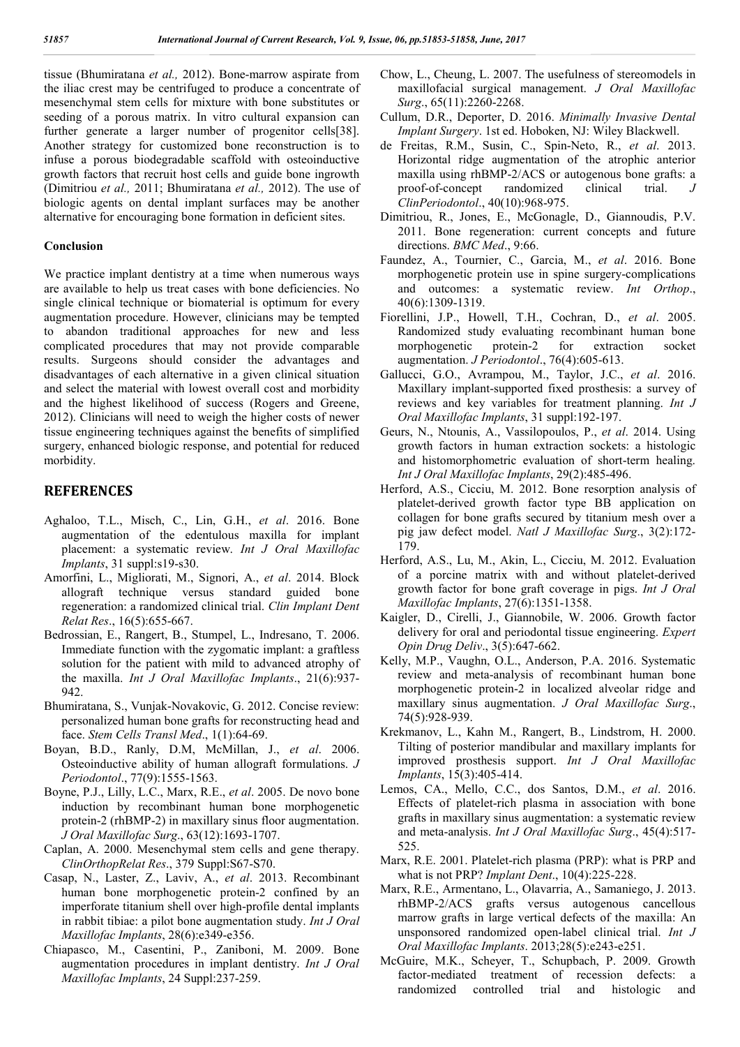tissue (Bhumiratana *et al.,* 2012). Bone-marrow aspirate from the iliac crest may be centrifuged to produce a concentrate of mesenchymal stem cells for mixture with bone substitutes or seeding of a porous matrix. In vitro cultural expansion can further generate a larger number of progenitor cells[38]. Another strategy for customized bone reconstruction is to infuse a porous biodegradable scaffold with osteoinductive growth factors that recruit host cells and guide bone ingrowth (Dimitriou *et al.,* 2011; Bhumiratana *et al.,* 2012). The use of biologic agents on dental implant surfaces may be another alternative for encouraging bone formation in deficient sites.

### Conclusion

We practice implant dentistry at a time when numerous ways are available to help us treat cases with bone deficiencies. No single clinical technique or biomaterial is optimum for every augmentation procedure. However, clinicians may be tempted to abandon traditional approaches for new and less complicated procedures that may not provide comparable results. Surgeons should consider the advantages and disadvantages of each alternative in a given clinical situation and select the material with lowest overall cost and morbidity and the highest likelihood of success (Rogers and Greene, 2012). Clinicians will need to weigh the higher costs of newer tissue engineering techniques against the benefits of simplified surgery, enhanced biologic response, and potential for reduced morbidity.

## REFERENCES

- Aghaloo, T.L., Misch, C., Lin, G.H., *et al*. 2016. Bone augmentation of the edentulous maxilla for implant placement: a systematic review. *Int J Oral Maxillofac Implants*, 31 suppl:s19-s30.
- Amorfini, L., Migliorati, M., Signori, A., *et al*. 2014. Block allograft technique versus standard guided bone regeneration: a randomized clinical trial. *Clin Implant Dent Relat Res*., 16(5):655-667.
- Bedrossian, E., Rangert, B., Stumpel, L., Indresano, T. 2006. Immediate function with the zygomatic implant: a graftless solution for the patient with mild to advanced atrophy of the maxilla. *Int J Oral Maxillofac Implants*., 21(6):937-942.
- Bhumiratana, S., Vunjak-Novakovic, G. 2012. Concise review: personalized human bone grafts for reconstructing head and face. *Stem Cells Transl Med*., 1(1):64-69.
- Boyan, B.D., Ranly, D.M, McMillan, J., *et al*. 2006. Osteoinductive ability of human allograft formulations. *J Periodontol*., 77(9):1555-1563.
- Boyne, P.J., Lilly, L.C., Marx, R.E., *et al*. 2005. De novo bone induction by recombinant human bone morphogenetic protein-2 (rhBMP-2) in maxillary sinus floor augmentation. *J Oral Maxillofac Surg*., 63(12):1693-1707.
- Caplan, A. 2000. Mesenchymal stem cells and gene therapy. *ClinOrthopRelat Res*., 379 Suppl:S67-S70.
- Casap, N., Laster, Z., Laviv, A., *et al*. 2013. Recombinant human bone morphogenetic protein-2 confined by an imperforate titanium shell over high-profile dental implants in rabbit tibiae: a pilot bone augmentation study. *Int J Oral Maxillofac Implants*, 28(6):e349-e356.
- Chiapasco, M., Casentini, P., Zaniboni, M. 2009. Bone augmentation procedures in implant dentistry. *Int J Oral Maxillofac Implants*, 24 Suppl:237-259.
- Chow, L., Cheung, L. 2007. The usefulness of stereomodels in maxillofacial surgical management. *J Oral Maxillofac Surg*., 65(11):2260-2268.
- Cullum, D.R., Deporter, D. 2016. *Minimally Invasive Dental Implant Surgery*. 1st ed. Hoboken, NJ: Wiley Blackwell.
- de Freitas, R.M., Susin, C., Spin-Neto, R., *et al*. 2013. Horizontal ridge augmentation of the atrophic anterior maxilla using rhBMP-2/ACS or autogenous bone grafts: a proof-of-concept randomized clinical trial. *J ClinPeriodontol*., 40(10):968-975.
- Dimitriou, R., Jones, E., McGonagle, D., Giannoudis, P.V. 2011. Bone regeneration: current concepts and future directions. *BMC Med*., 9:66.
- Faundez, A., Tournier, C., Garcia, M., *et al*. 2016. Bone morphogenetic protein use in spine surgery-complications and outcomes: a systematic review. *Int Orthop*., 40(6):1309-1319.
- Fiorellini, J.P., Howell, T.H., Cochran, D., *et al*. 2005. Randomized study evaluating recombinant human bone morphogenetic protein-2 for extraction socket augmentation. *J Periodontol*., 76(4):605-613.
- Gallucci, G.O., Avrampou, M., Taylor, J.C., *et al*. 2016. Maxillary implant-supported fixed prosthesis: a survey of reviews and key variables for treatment planning. *Int J Oral Maxillofac Implants*, 31 suppl:192-197.
- Geurs, N., Ntounis, A., Vassilopoulos, P., *et al*. 2014. Using growth factors in human extraction sockets: a histologic and histomorphometric evaluation of short-term healing. *Int J Oral Maxillofac Implants*, 29(2):485-496.
- Herford, A.S., Cicciu, M. 2012. Bone resorption analysis of platelet-derived growth factor type BB application on collagen for bone grafts secured by titanium mesh over a pig jaw defect model. *Natl J Maxillofac Surg*., 3(2):172-179.
- Herford, A.S., Lu, M., Akin, L., Cicciu, M. 2012. Evaluation of a porcine matrix with and without platelet-derived growth factor for bone graft coverage in pigs. *Int J Oral Maxillofac Implants*, 27(6):1351-1358.
- Kaigler, D., Cirelli, J., Giannobile, W. 2006. Growth factor delivery for oral and periodontal tissue engineering. *Expert Opin Drug Deliv*., 3(5):647-662.
- Kelly, M.P., Vaughn, O.L., Anderson, P.A. 2016. Systematic review and meta-analysis of recombinant human bone morphogenetic protein-2 in localized alveolar ridge and maxillary sinus augmentation. *J Oral Maxillofac Surg*., 74(5):928-939.
- Krekmanov, L., Kahn M., Rangert, B., Lindstrom, H. 2000. Tilting of posterior mandibular and maxillary implants for improved prosthesis support. *Int J Oral Maxillofac Implants*, 15(3):405-414.
- Lemos, CA., Mello, C.C., dos Santos, D.M., *et al*. 2016. Effects of platelet-rich plasma in association with bone grafts in maxillary sinus augmentation: a systematic review and meta-analysis. *Int J Oral Maxillofac Surg*., 45(4):517-525.
- Marx, R.E. 2001. Platelet-rich plasma (PRP): what is PRP and what is not PRP? *Implant Dent*., 10(4):225-228.
- Marx, R.E., Armentano, L., Olavarria, A., Samaniego, J. 2013. rhBMP-2/ACS grafts versus autogenous cancellous marrow grafts in large vertical defects of the maxilla: An unsponsored randomized open-label clinical trial. *Int J Oral Maxillofac Implants*. 2013;28(5):e243-e251.
- McGuire, M.K., Scheyer, T., Schupbach, P. 2009. Growth factor-mediated treatment of recession defects: a randomized controlled trial and histologic and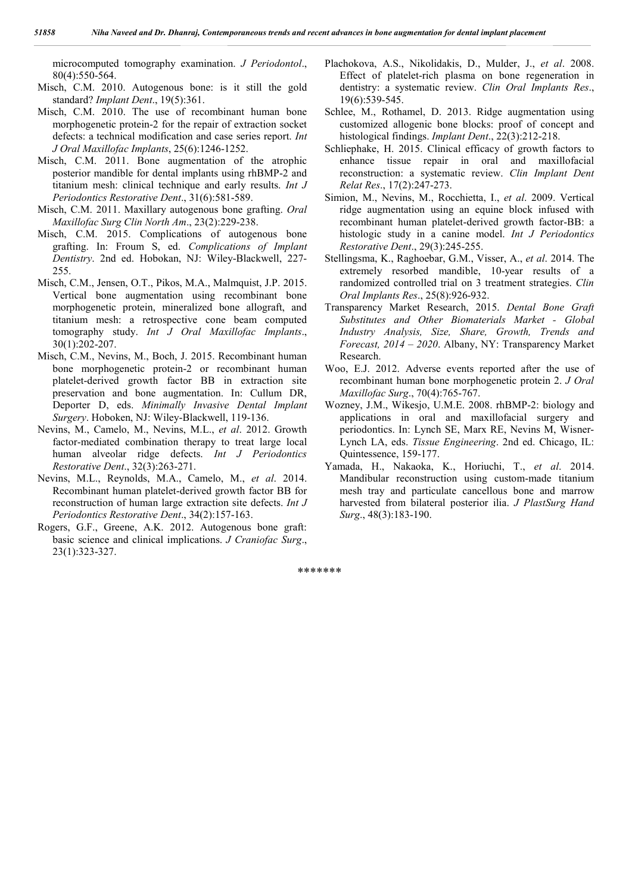microcomputed tomography examination. *J Periodontol*., 80(4):550-564.

Misch, C.M. 2010. Autogenous bone: is it still the gold standard? *Implant Dent*., 19(5):361.

Misch, C.M. 2010. The use of recombinant human bone morphogenetic protein-2 for the repair of extraction socket defects: a technical modification and case series report. *Int J Oral Maxillofac Implants*, 25(6):1246-1252.

Misch, C.M. 2011. Bone augmentation of the atrophic posterior mandible for dental implants using rhBMP-2 and titanium mesh: clinical technique and early results. *Int J Periodontics Restorative Dent*., 31(6):581-589.

Misch, C.M. 2011. Maxillary autogenous bone grafting. *Oral Maxillofac Surg Clin North Am*., 23(2):229-238.

Misch, C.M. 2015. Complications of autogenous bone grafting. In: Froum S, ed. *Complications of Implant Dentistry*. 2nd ed. Hobokan, NJ: Wiley-Blackwell, 227-255.

Misch, C.M., Jensen, O.T., Pikos, M.A., Malmquist, J.P. 2015. Vertical bone augmentation using recombinant bone morphogenetic protein, mineralized bone allograft, and titanium mesh: a retrospective cone beam computed tomography study. *Int J Oral Maxillofac Implants*., 30(1):202-207.

Misch, C.M., Nevins, M., Boch, J. 2015. Recombinant human bone morphogenetic protein-2 or recombinant human platelet-derived growth factor BB in extraction site preservation and bone augmentation. In: Cullum DR, Deporter D, eds. *Minimally Invasive Dental Implant Surgery*. Hoboken, NJ: Wiley-Blackwell, 119-136.

Nevins, M., Camelo, M., Nevins, M.L., *et al*. 2012. Growth factor-mediated combination therapy to treat large local human alveolar ridge defects. *Int J Periodontics Restorative Dent*., 32(3):263-271.

Nevins, M.L., Reynolds, M.A., Camelo, M., *et al*. 2014. Recombinant human platelet-derived growth factor BB for reconstruction of human large extraction site defects. *Int J Periodontics Restorative Dent*., 34(2):157-163.

Rogers, G.F., Greene, A.K. 2012. Autogenous bone graft: basic science and clinical implications. *J Craniofac Surg*., 23(1):323-327.

Plachokova, A.S., Nikolidakis, D., Mulder, J., *et al*. 2008. Effect of platelet-rich plasma on bone regeneration in dentistry: a systematic review. *Clin Oral Implants Res*., 19(6):539-545.

Schlee, M., Rothamel, D. 2013. Ridge augmentation using customized allogenic bone blocks: proof of concept and histological findings. *Implant Dent*., 22(3):212-218.

Schliephake, H. 2015. Clinical efficacy of growth factors to enhance tissue repair in oral and maxillofacial reconstruction: a systematic review. *Clin Implant Dent Relat Res*., 17(2):247-273.

Simion, M., Nevins, M., Rocchietta, I., *et al*. 2009. Vertical ridge augmentation using an equine block infused with recombinant human platelet-derived growth factor-BB: a histologic study in a canine model. *Int J Periodontics Restorative Dent*., 29(3):245-255.

Stellingsma, K., Raghoebar, G.M., Visser, A., *et al*. 2014. The extremely resorbed mandible, 10-year results of a randomized controlled trial on 3 treatment strategies. *Clin Oral Implants Res*., 25(8):926-932.

Transparency Market Research, 2015. *Dental Bone Graft Substitutes and Other Biomaterials Market - Global Industry Analysis, Size, Share, Growth, Trends and Forecast, 2014 – 2020*. Albany, NY: Transparency Market Research.

Woo, E.J. 2012. Adverse events reported after the use of recombinant human bone morphogenetic protein 2. *J Oral Maxillofac Surg*., 70(4):765-767.

Wozney, J.M., Wikesjo, U.M.E. 2008. rhBMP-2: biology and applications in oral and maxillofacial surgery and periodontics. In: Lynch SE, Marx RE, Nevins M, Wisner-Lynch LA, eds. *Tissue Engineering*. 2nd ed. Chicago, IL: Quintessence, 159-177.

Yamada, H., Nakaoka, K., Horiuchi, T., *et al*. 2014. Mandibular reconstruction using custom-made titanium mesh tray and particulate cancellous bone and marrow harvested from bilateral posterior ilia. *J PlastSurg Hand Surg*., 48(3):183-190.

*******